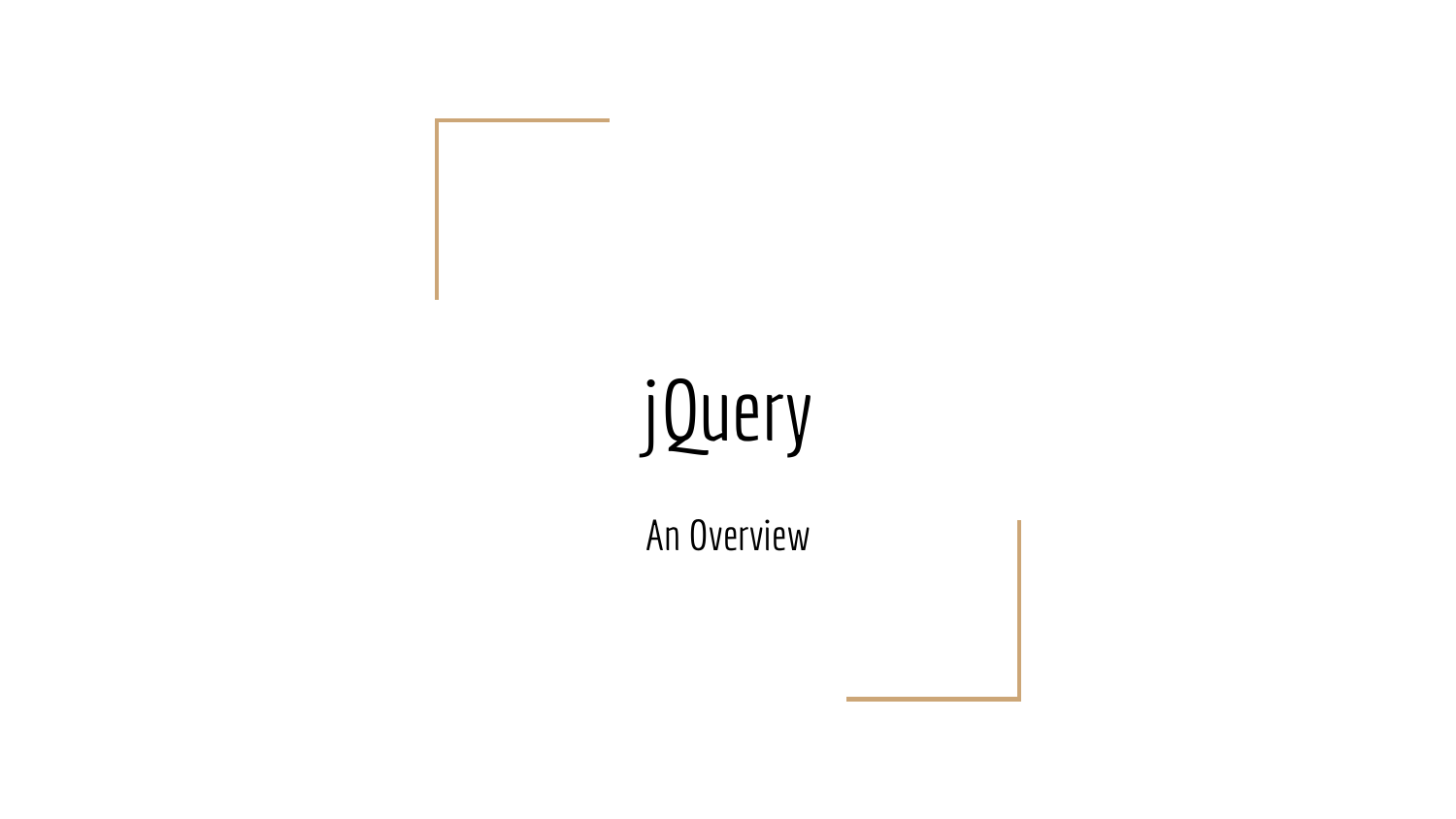# jQuery

An Overview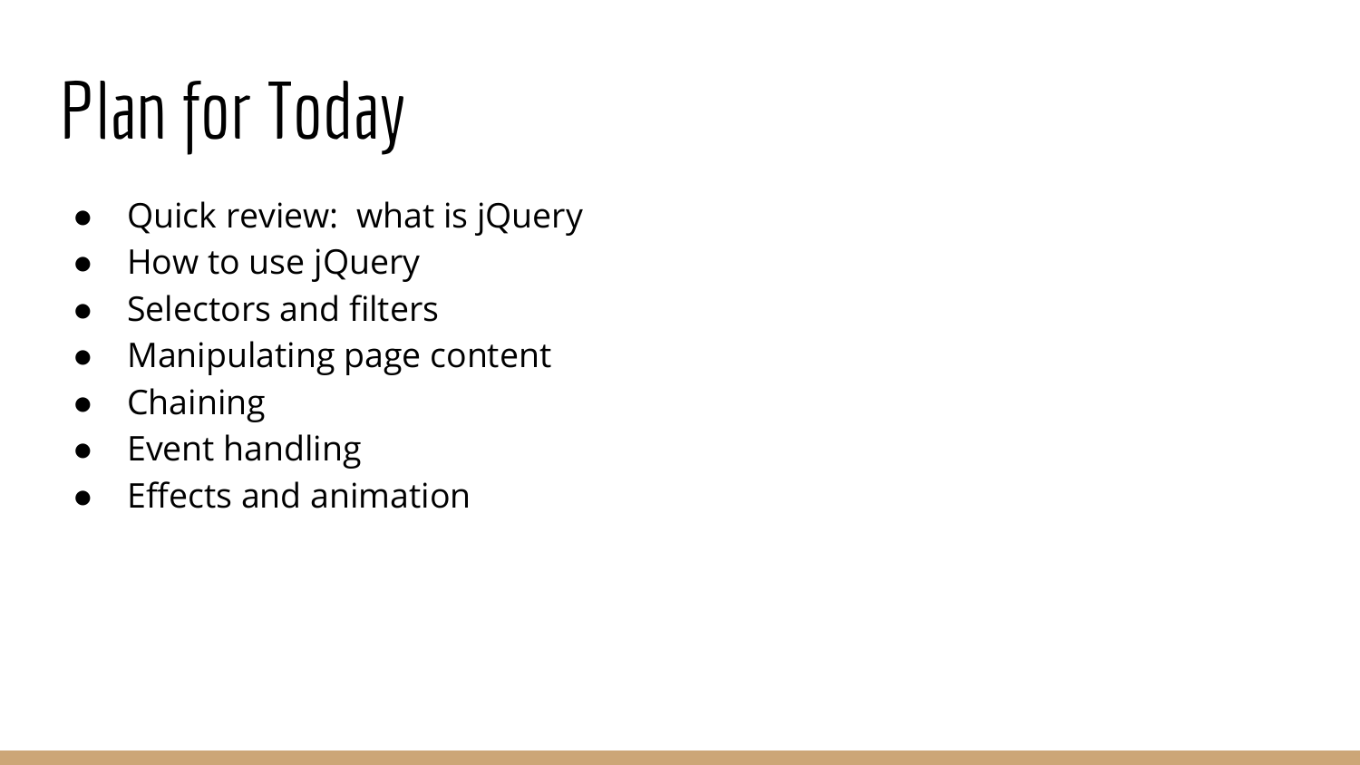# Plan for Today

- Quick review:  what is jQuery
- How to use jQuery
- Selectors and filters
- Manipulating page content
- Chaining
- Event handling
- Effects and animation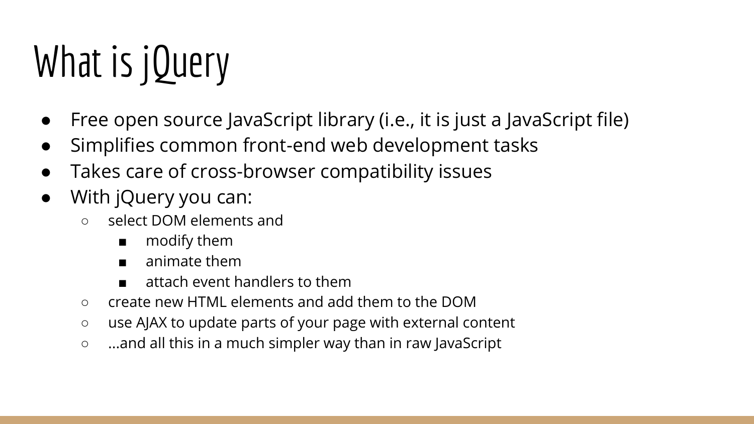# What is jQuery

- Free open source JavaScript library (i.e., it is just a JavaScript file)
- Simplifies common front-end web development tasks
- Takes care of cross-browser compatibility issues
- With jQuery you can:
  - select DOM elements and
    - modify them
    - animate them
    - attach event handlers to them
  - create new HTML elements and add them to the DOM
  - use AJAX to update parts of your page with external content
  - ...and all this in a much simpler way than in raw JavaScript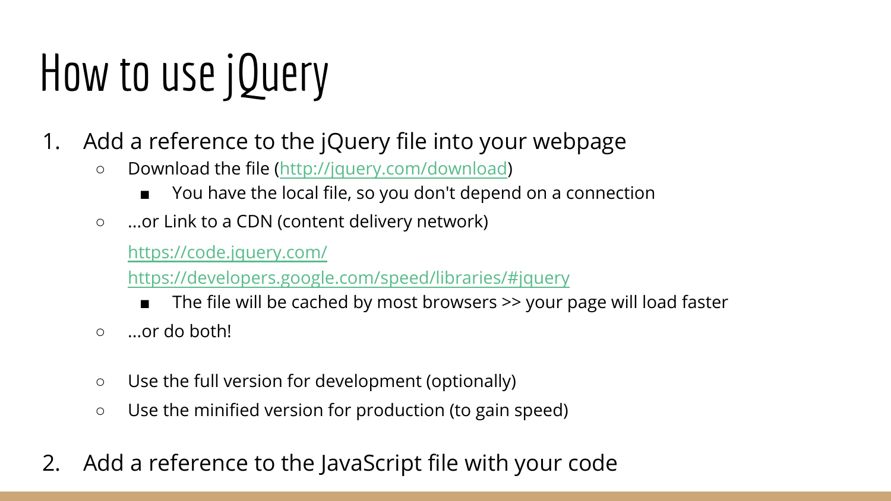# How to use jQuery

1. Add a reference to the jQuery file into your webpage
   - Download the file ([http://jquery.com/download](http://jquery.com/download))
     - You have the local file, so you don't depend on a connection
   - ...or Link to a CDN (content delivery network)

     [https://code.jquery.com/](https://code.jquery.com/)

     [https://developers.google.com/speed/libraries/#jquery](https://developers.google.com/speed/libraries/#jquery)
     - The file will be cached by most browsers >> your page will load faster
   - ...or do both!

   - Use the full version for development (optionally)
   - Use the minified version for production (to gain speed)

2. Add a reference to the JavaScript file with your code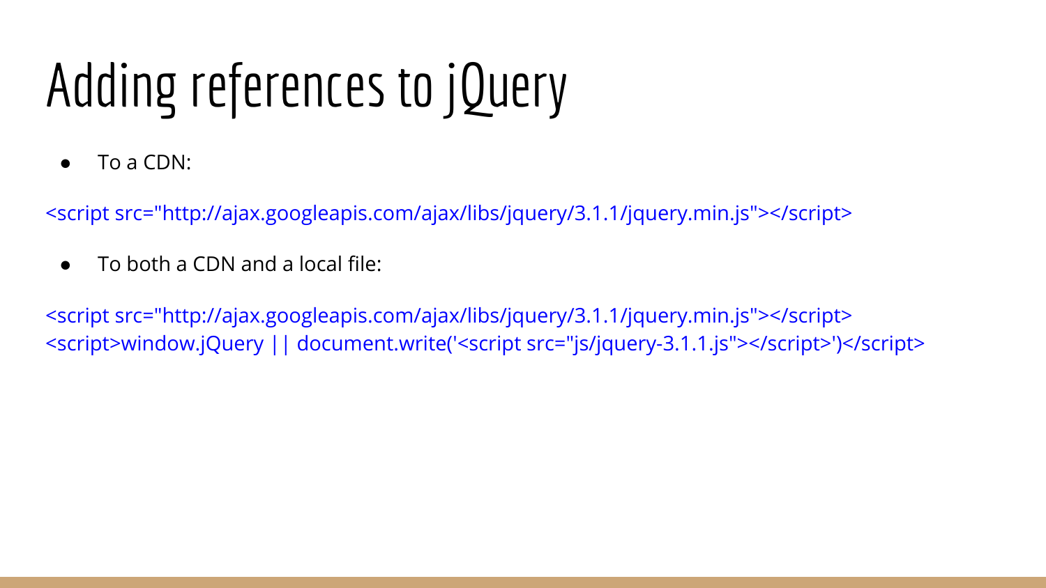# Adding references to jQuery

- To a CDN:

```
<script src="http://ajax.googleapis.com/ajax/libs/jquery/3.1.1/jquery.min.js"></script>
```

- To both a CDN and a local file:

```
<script src="http://ajax.googleapis.com/ajax/libs/jquery/3.1.1/jquery.min.js"></script>
<script>window.jQuery || document.write('<script src="js/jquery-3.1.1.js"></script>')</script>
```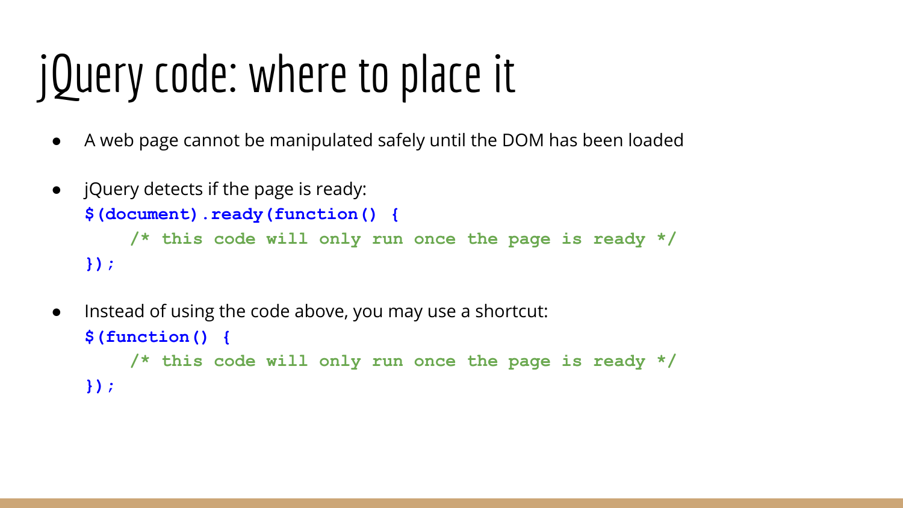# jQuery code: where to place it

- A web page cannot be manipulated safely until the DOM has been loaded
- jQuery detects if the page is ready:

```
$(document).ready(function() {
    /* this code will only run once the page is ready */
});
```

- Instead of using the code above, you may use a shortcut:

```
$(function() {
    /* this code will only run once the page is ready */
});
```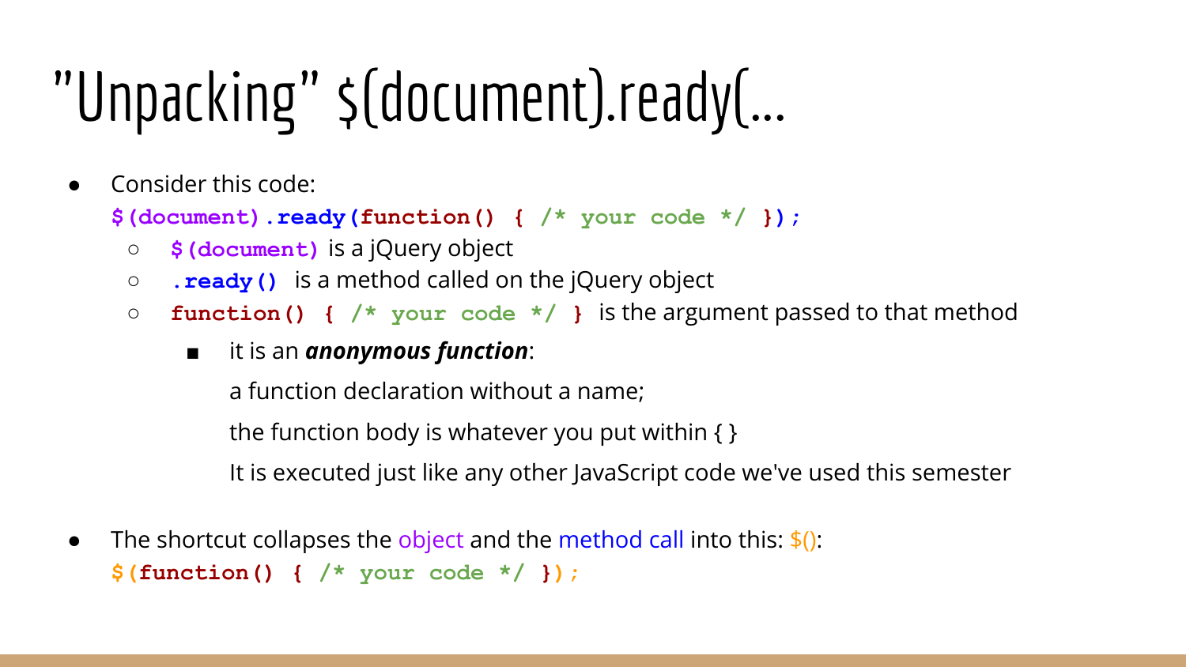# "Unpacking" $(document).ready(...

- Consider this code:

  ```
  $(document).ready(function() { /* your code */ });
  ```

  - `$(document)` is a jQuery object
  - `.ready()` is a method called on the jQuery object
  - `function() { /* your code */ }` is the argument passed to that method
    - it is an ***anonymous function***:

      a function declaration without a name;

      the function body is whatever you put within { }

      It is executed just like any other JavaScript code we've used this semester

- The shortcut collapses the object and the method call into this: $():

  ```
  $(function() { /* your code */ });
  ```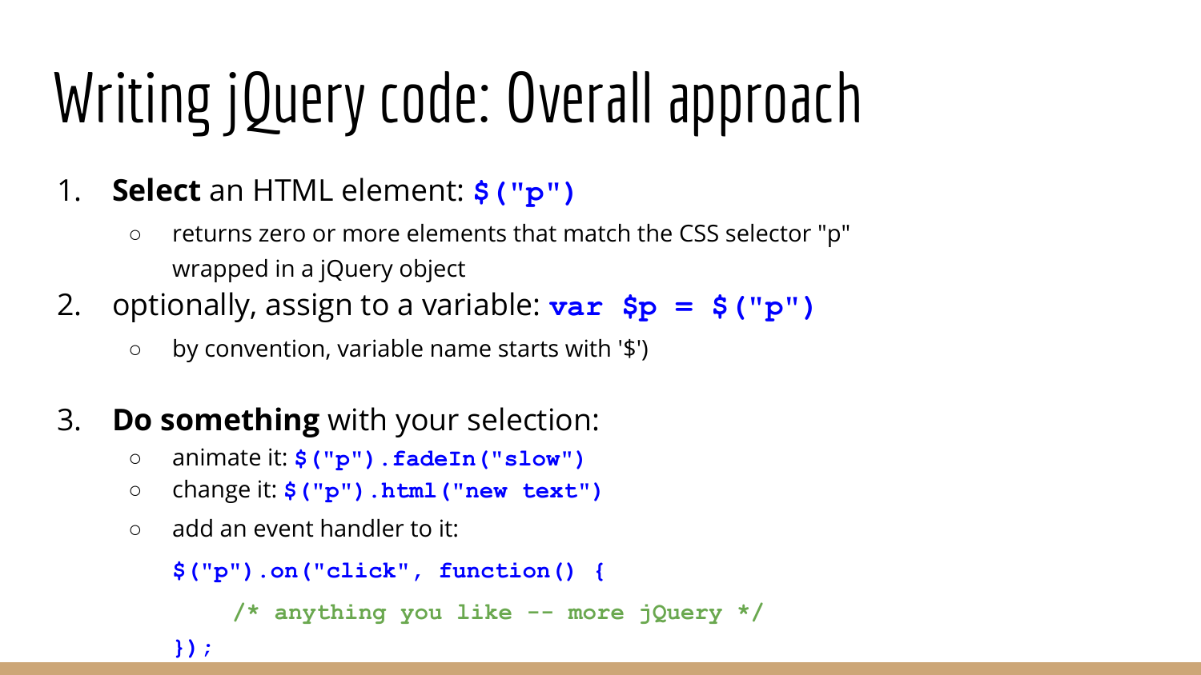# Writing jQuery code: Overall approach

1. **Select** an HTML element: `$("p")`
   - returns zero or more elements that match the CSS selector "p" wrapped in a jQuery object
2. optionally, assign to a variable: `var $p = $("p")`
   - by convention, variable name starts with '$')
3. **Do something** with your selection:
   - animate it: `$("p").fadeIn("slow")`
   - change it: `$("p").html("new text")`
   - add an event handler to it:

```
$("p").on("click", function() {
    /* anything you like -- more jQuery */
});
```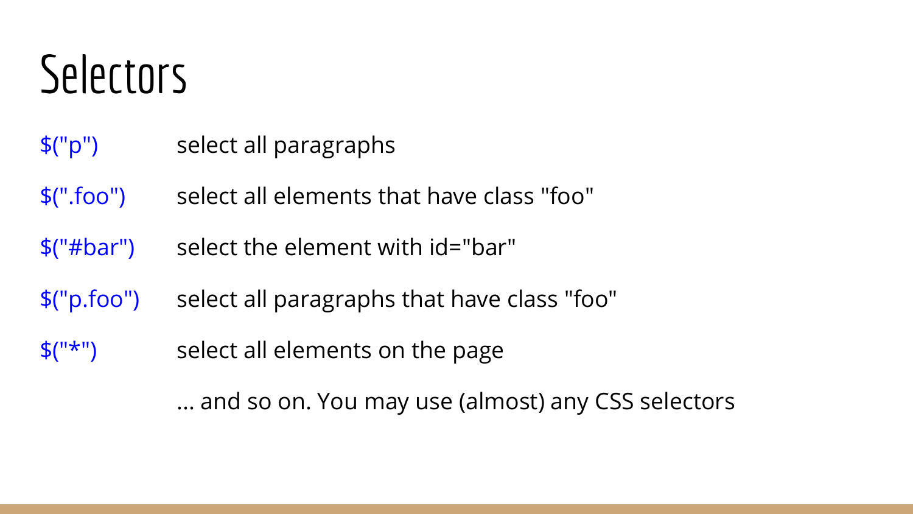# Selectors

| | |
|---|---|
| `$("p")` | select all paragraphs |
| `$(".foo")` | select all elements that have class "foo" |
| `$("#bar")` | select the element with id="bar" |
| `$("p.foo")` | select all paragraphs that have class "foo" |
| `$("*")` | select all elements on the page |
| | ... and so on. You may use (almost) any CSS selectors |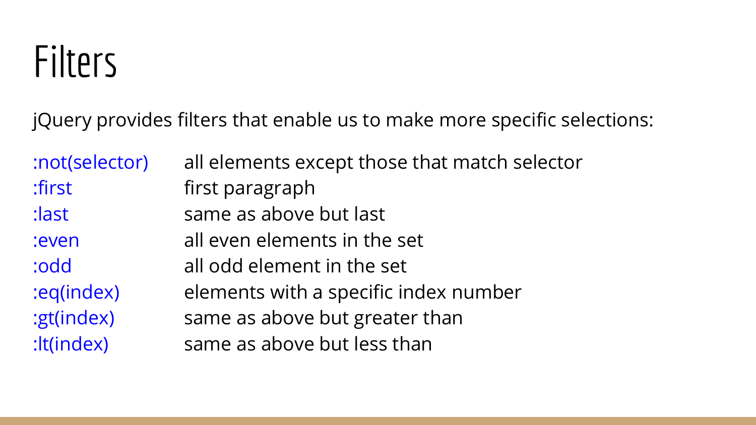# Filters

jQuery provides filters that enable us to make more specific selections:

| | |
|---|---|
| :not(selector) | all elements except those that match selector |
| :first | first paragraph |
| :last | same as above but last |
| :even | all even elements in the set |
| :odd | all odd element in the set |
| :eq(index) | elements with a specific index number |
| :gt(index) | same as above but greater than |
| :lt(index) | same as above but less than |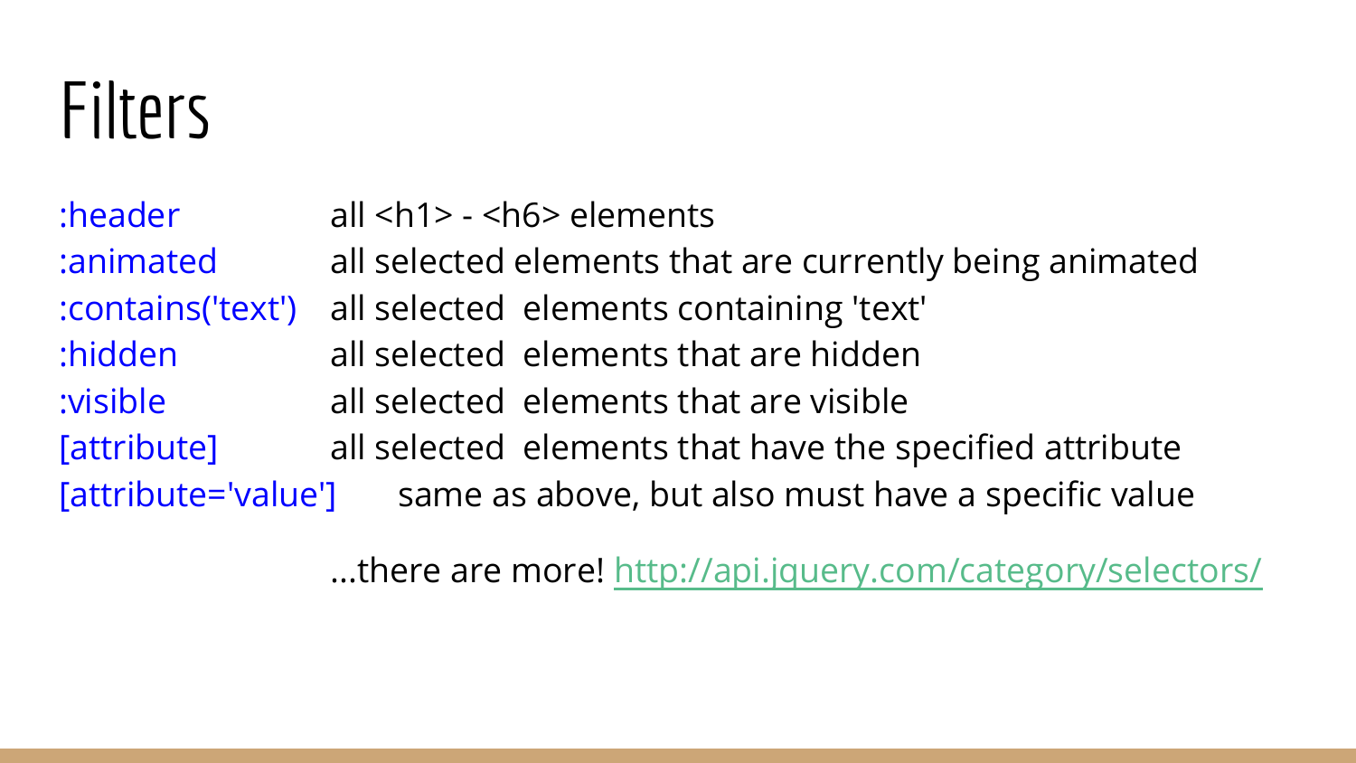# Filters

| | |
|---|---|
| :header | all <h1> - <h6> elements |
| :animated | all selected elements that are currently being animated |
| :contains('text') | all selected elements containing 'text' |
| :hidden | all selected elements that are hidden |
| :visible | all selected elements that are visible |
| [attribute] | all selected elements that have the specified attribute |
| [attribute='value'] | same as above, but also must have a specific value |

...there are more! [http://api.jquery.com/category/selectors/](http://api.jquery.com/category/selectors/)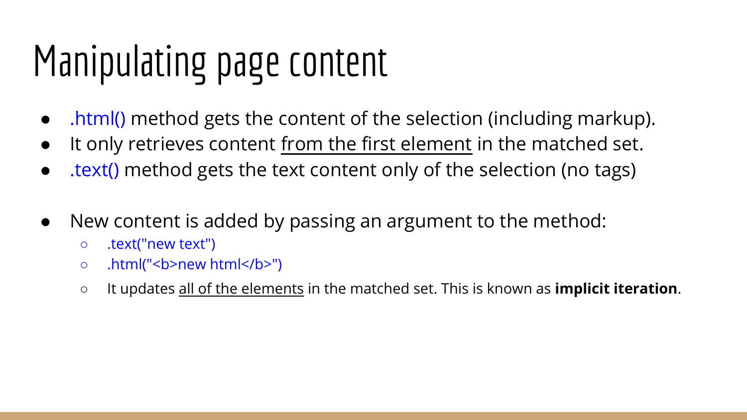# Manipulating page content

- .html() method gets the content of the selection (including markup).
- It only retrieves content <u>from the first element</u> in the matched set.
- .text() method gets the text content only of the selection (no tags)

- New content is added by passing an argument to the method:
  - .text("new text")
  - .html("<b>new html</b>")
  - It updates <u>all of the elements</u> in the matched set. This is known as **implicit iteration**.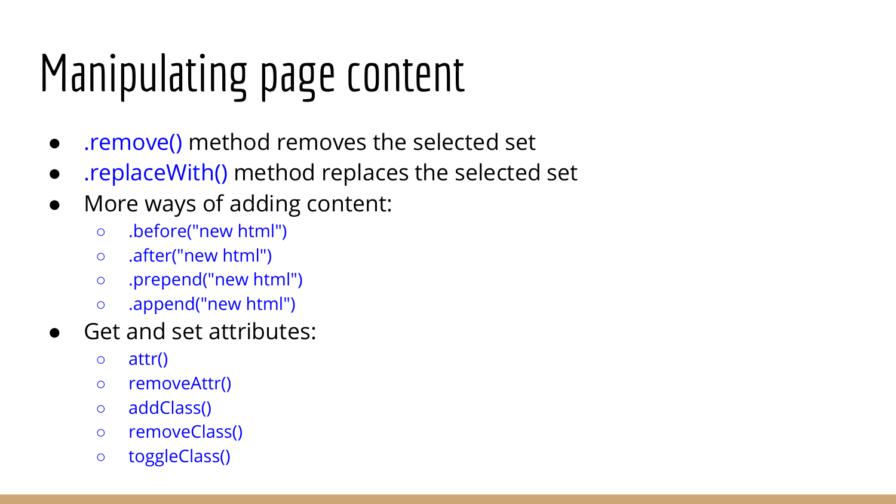# Manipulating page content

- .remove() method removes the selected set
- .replaceWith() method replaces the selected set
- More ways of adding content:
    - .before("new html")
    - .after("new html")
    - .prepend("new html")
    - .append("new html")
- Get and set attributes:
    - attr()
    - removeAttr()
    - addClass()
    - removeClass()
    - toggleClass()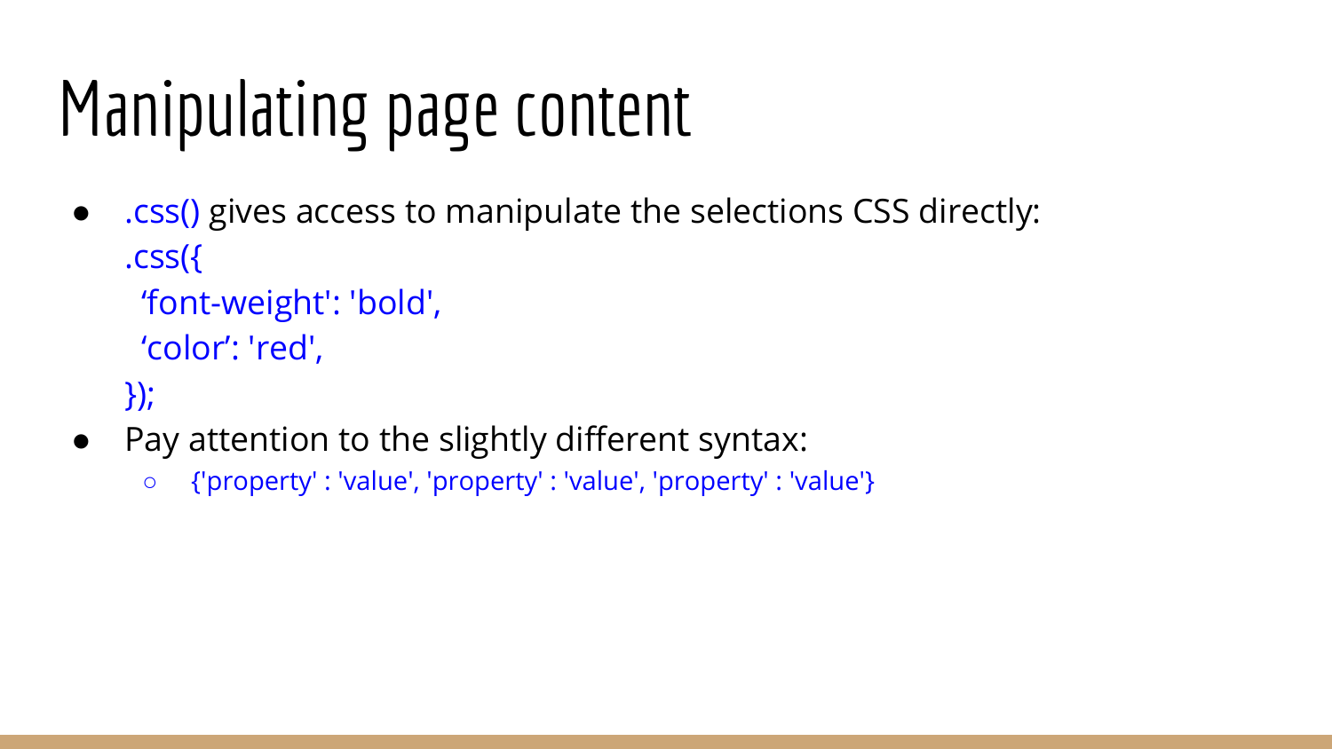# Manipulating page content

- .css() gives access to manipulate the selections CSS directly:

  ```
  .css({
    ‘font-weight': 'bold',
    ‘color’: 'red',
  });
  ```

- Pay attention to the slightly different syntax:
  - {'property' : 'value', 'property' : 'value', 'property' : 'value'}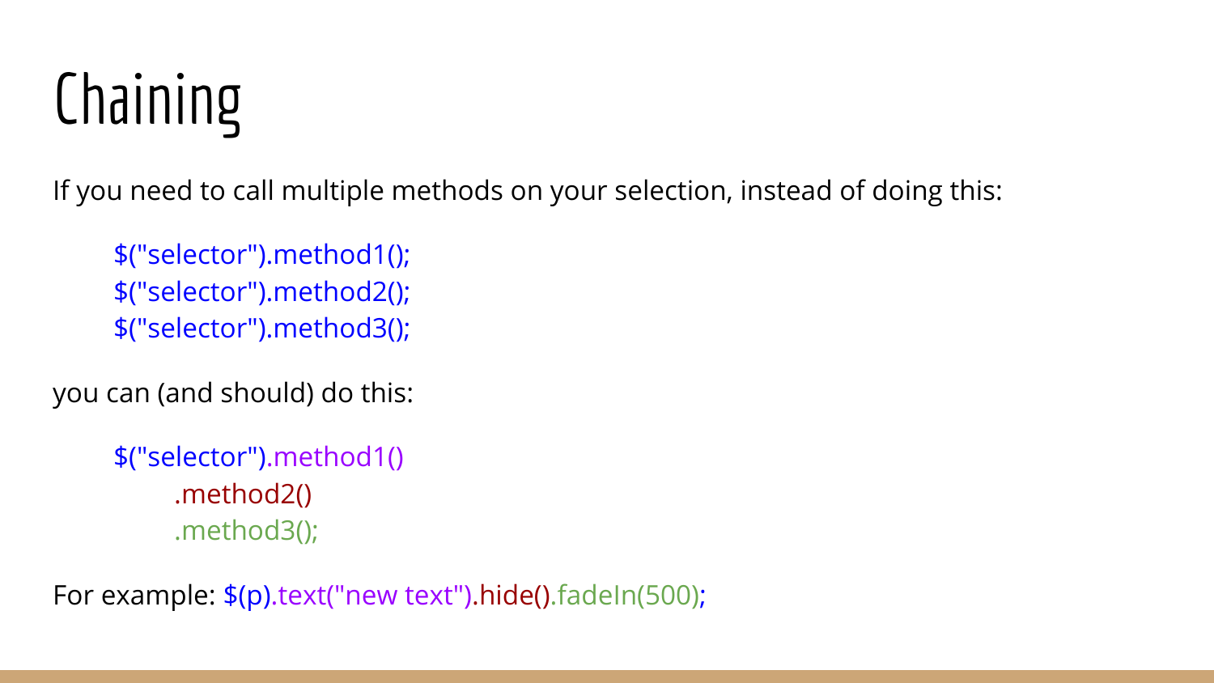# Chaining

If you need to call multiple methods on your selection, instead of doing this:

```
$("selector").method1();
$("selector").method2();
$("selector").method3();
```

you can (and should) do this:

```
$("selector").method1()
    .method2()
    .method3();
```

For example: `$(p).text("new text").hide().fadeIn(500);`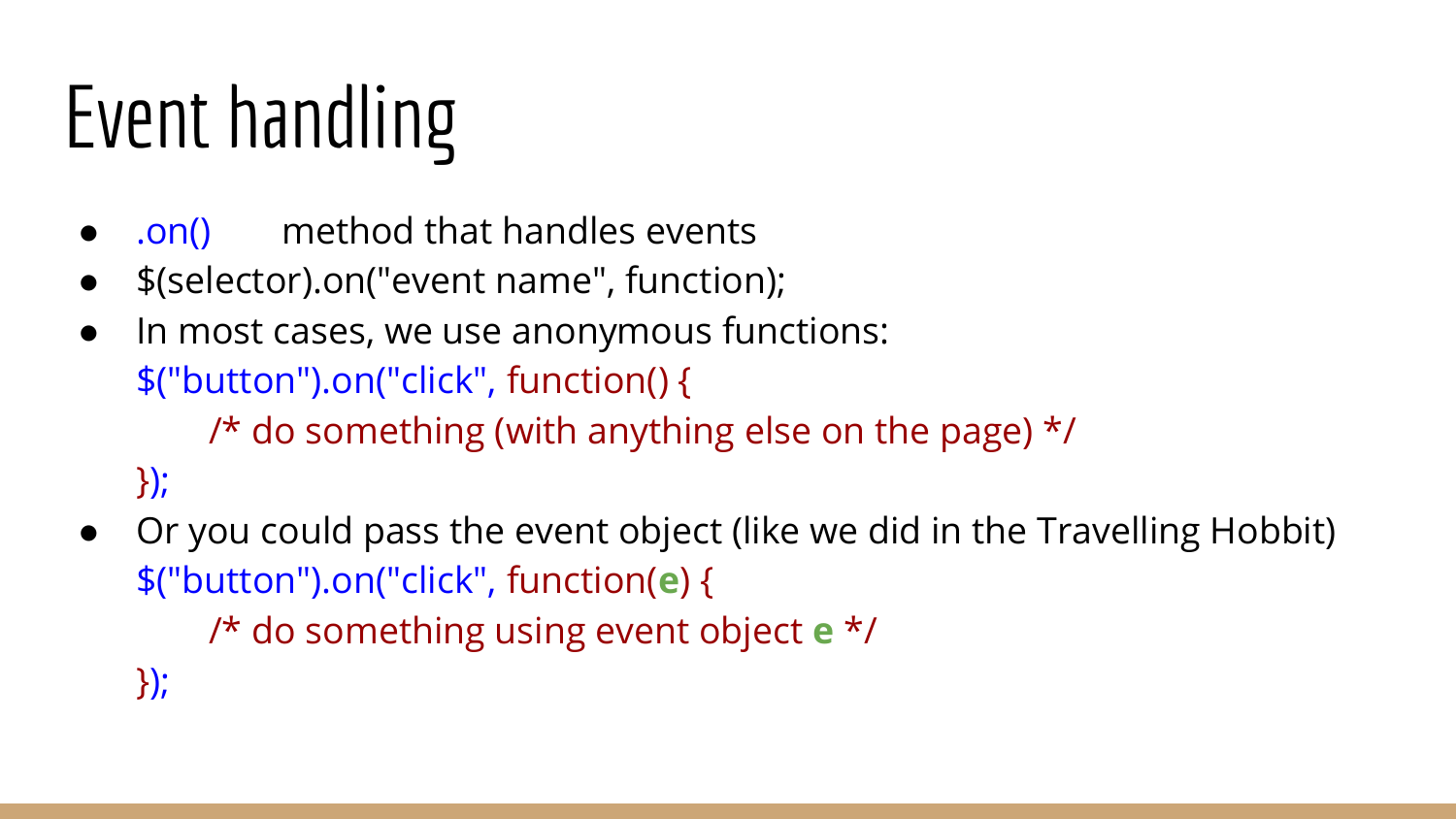# Event handling

- `.on()` method that handles events
- $(selector).on("event name", function);
- In most cases, we use anonymous functions:

```
$("button").on("click", function() {
    /* do something (with anything else on the page) */
});
```

- Or you could pass the event object (like we did in the Travelling Hobbit)

```
$("button").on("click", function(e) {
    /* do something using event object e */
});
```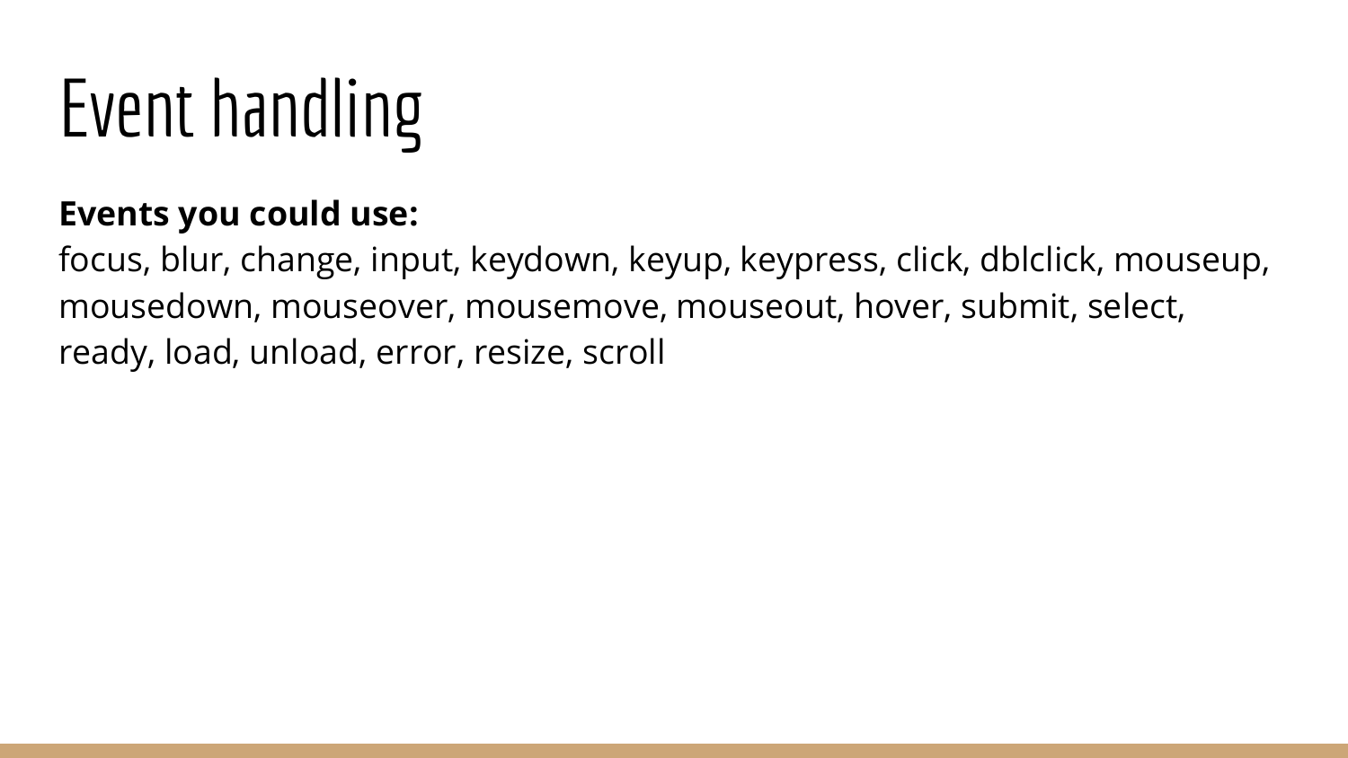# Event handling

**Events you could use:**
focus, blur, change, input, keydown, keyup, keypress, click, dblclick, mouseup, mousedown, mouseover, mousemove, mouseout, hover, submit, select, ready, load, unload, error, resize, scroll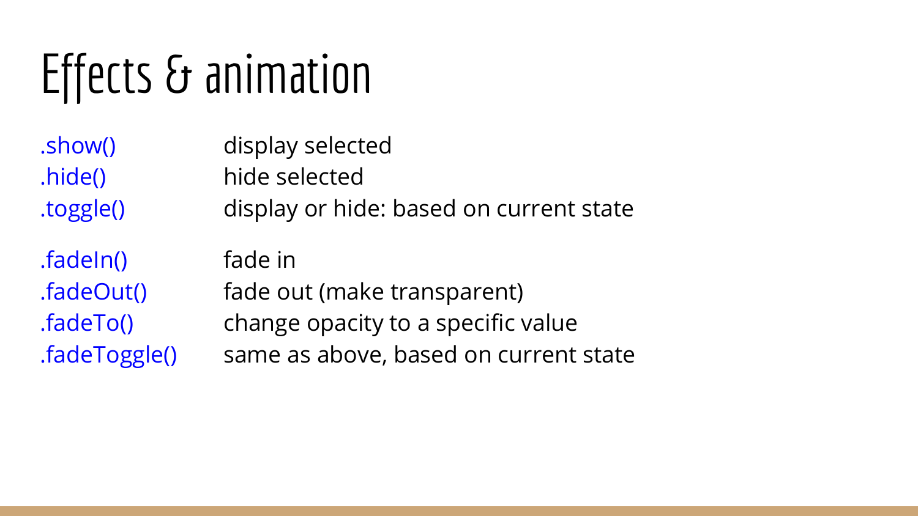# Effects & animation

| | |
|---|---|
| .show() | display selected |
| .hide() | hide selected |
| .toggle() | display or hide: based on current state |
| .fadeIn() | fade in |
| .fadeOut() | fade out (make transparent) |
| .fadeTo() | change opacity to a specific value |
| .fadeToggle() | same as above, based on current state |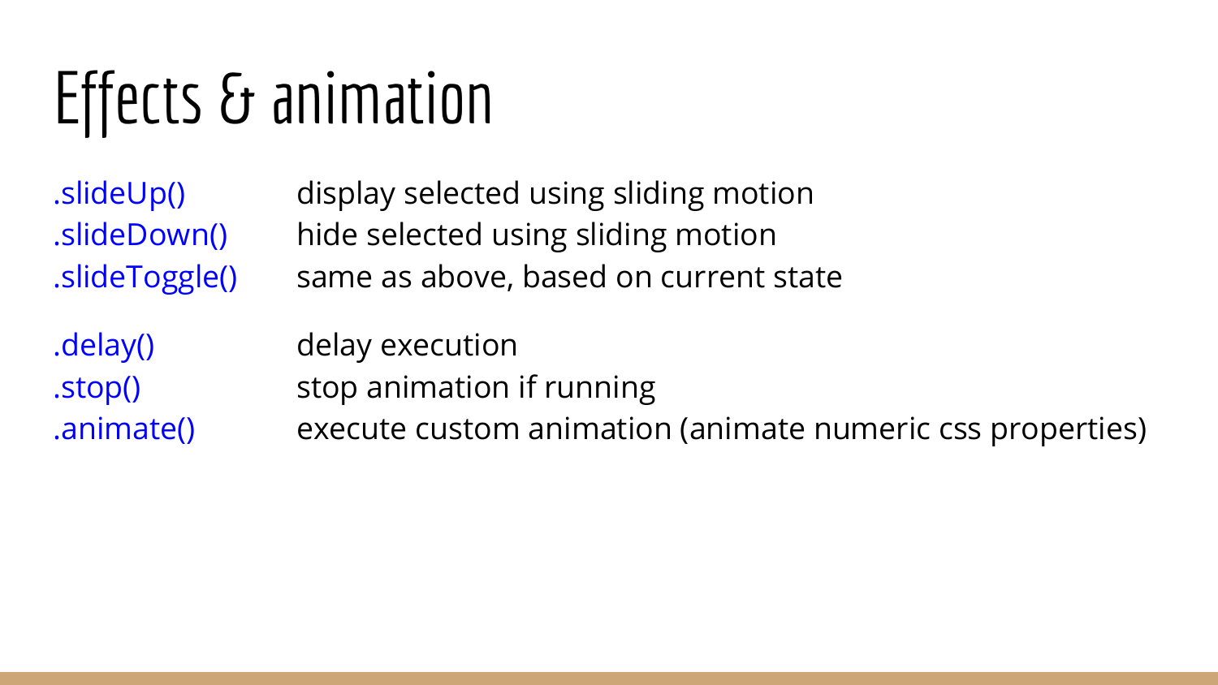# Effects & animation

| | |
|---|---|
| .slideUp() | display selected using sliding motion |
| .slideDown() | hide selected using sliding motion |
| .slideToggle() | same as above, based on current state |
| .delay() | delay execution |
| .stop() | stop animation if running |
| .animate() | execute custom animation (animate numeric css properties) |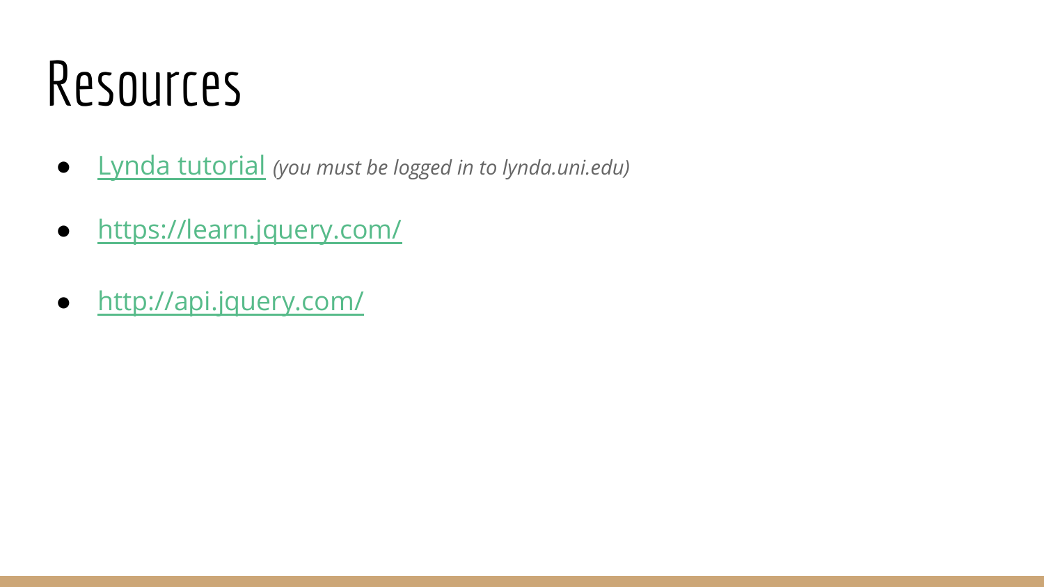# Resources

- Lynda tutorial *(you must be logged in to lynda.uni.edu)*
- https://learn.jquery.com/
- http://api.jquery.com/